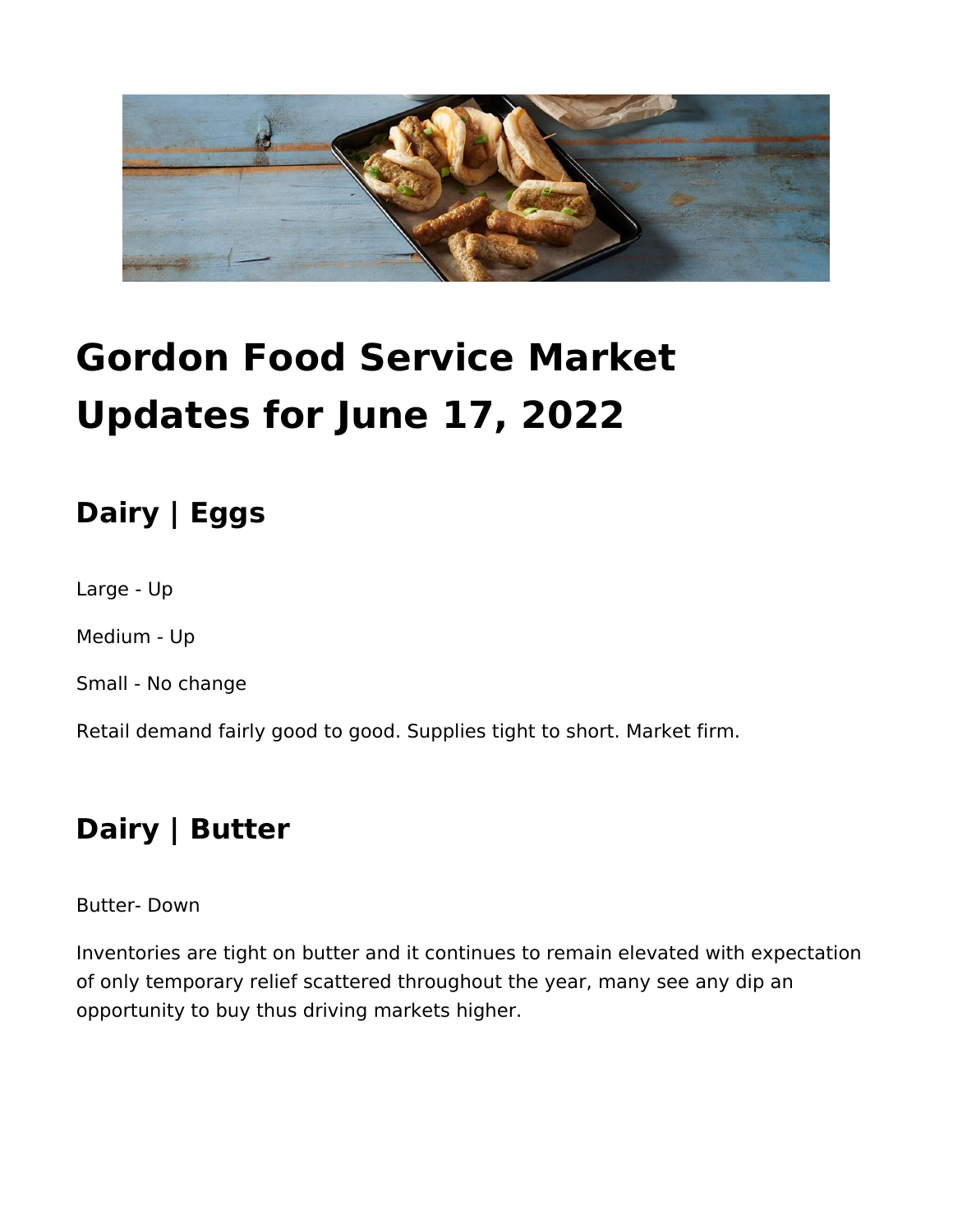# Gordon Food Service Market Updates for June 17, 2022

## Dairy | Eggs

Large - Up

Medium - Up

Small - No change

Retail demand fairly good to good. Supplies tight to short. Market firm.

## Dairy | Butter

Butter- Down

Inventories are tight on butter and it continues to remain elevated with expectation of only temporary relief scattered throughout the year, many see any dip an opportunity to buy thus driving markets higher.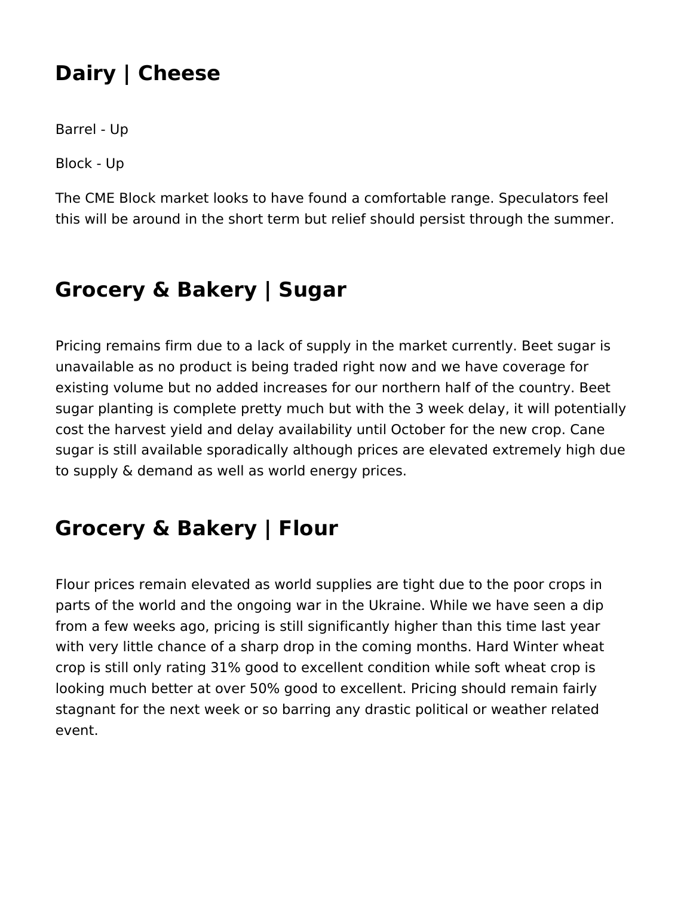## Dairy | Cheese

Barrel - Up

Block - Up

The CME Block market looks to have found a comfortable range. Speculators feel this will be around in the short term but relief should persist through the summer.

## Grocery & Bakery | Sugar

Pricing remains firm due to a lack of supply in the market currently. Beet sugar is unavailable as no product is being traded right now and we have coverage for existing volume but no added increases for our northern half of the country. Beet sugar planting is complete pretty much but with the 3 week delay, it will potentially cost the harvest yield and delay availability until October for the new crop. Cane sugar is still available sporadically although prices are elevated extremely high due to supply & demand as well as world energy prices.

## Grocery & Bakery | Flour

Flour prices remain elevated as world supplies are tight due to the poor crops in parts of the world and the ongoing war in the Ukraine. While we have seen a dip from a few weeks ago, pricing is still significantly higher than this time last year with very little chance of a sharp drop in the coming months. Hard Winter wheat crop is still only rating 31% good to excellent condition while soft wheat crop is looking much better at over 50% good to excellent. Pricing should remain fairly stagnant for the next week or so barring any drastic political or weather related event.